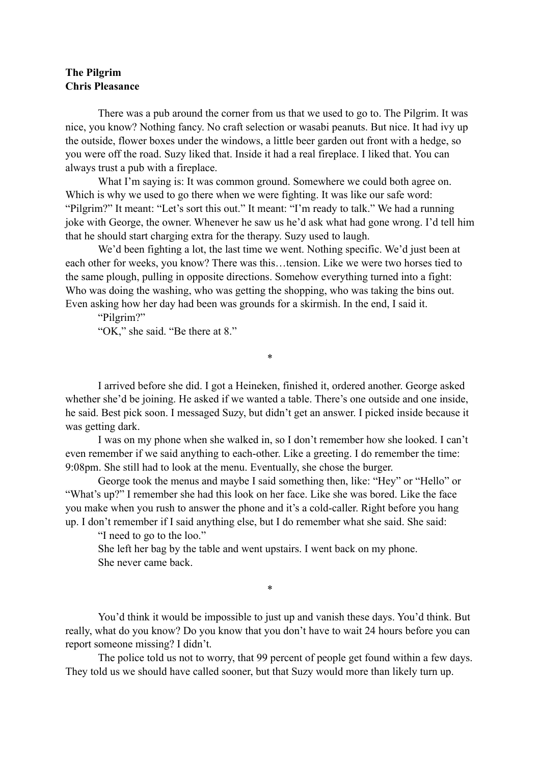**The Pilgrim**
**Chris Pleasance**

There was a pub around the corner from us that we used to go to. The Pilgrim. It was nice, you know? Nothing fancy. No craft selection or wasabi peanuts. But nice. It had ivy up the outside, flower boxes under the windows, a little beer garden out front with a hedge, so you were off the road. Suzy liked that. Inside it had a real fireplace. I liked that. You can always trust a pub with a fireplace.

What I'm saying is: It was common ground. Somewhere we could both agree on. Which is why we used to go there when we were fighting. It was like our safe word: "Pilgrim?" It meant: "Let's sort this out." It meant: "I'm ready to talk." We had a running joke with George, the owner. Whenever he saw us he'd ask what had gone wrong. I'd tell him that he should start charging extra for the therapy. Suzy used to laugh.

We'd been fighting a lot, the last time we went. Nothing specific. We'd just been at each other for weeks, you know? There was this…tension. Like we were two horses tied to the same plough, pulling in opposite directions. Somehow everything turned into a fight: Who was doing the washing, who was getting the shopping, who was taking the bins out. Even asking how her day had been was grounds for a skirmish. In the end, I said it.

"Pilgrim?"

"OK," she said. "Be there at 8."

*

I arrived before she did. I got a Heineken, finished it, ordered another. George asked whether she'd be joining. He asked if we wanted a table. There's one outside and one inside, he said. Best pick soon. I messaged Suzy, but didn't get an answer. I picked inside because it was getting dark.

I was on my phone when she walked in, so I don't remember how she looked. I can't even remember if we said anything to each-other. Like a greeting. I do remember the time: 9:08pm. She still had to look at the menu. Eventually, she chose the burger.

George took the menus and maybe I said something then, like: "Hey" or "Hello" or "What's up?" I remember she had this look on her face. Like she was bored. Like the face you make when you rush to answer the phone and it's a cold-caller. Right before you hang up. I don't remember if I said anything else, but I do remember what she said. She said:

"I need to go to the loo."

She left her bag by the table and went upstairs. I went back on my phone.

She never came back.

*

You'd think it would be impossible to just up and vanish these days. You'd think. But really, what do you know? Do you know that you don't have to wait 24 hours before you can report someone missing? I didn't.

The police told us not to worry, that 99 percent of people get found within a few days. They told us we should have called sooner, but that Suzy would more than likely turn up.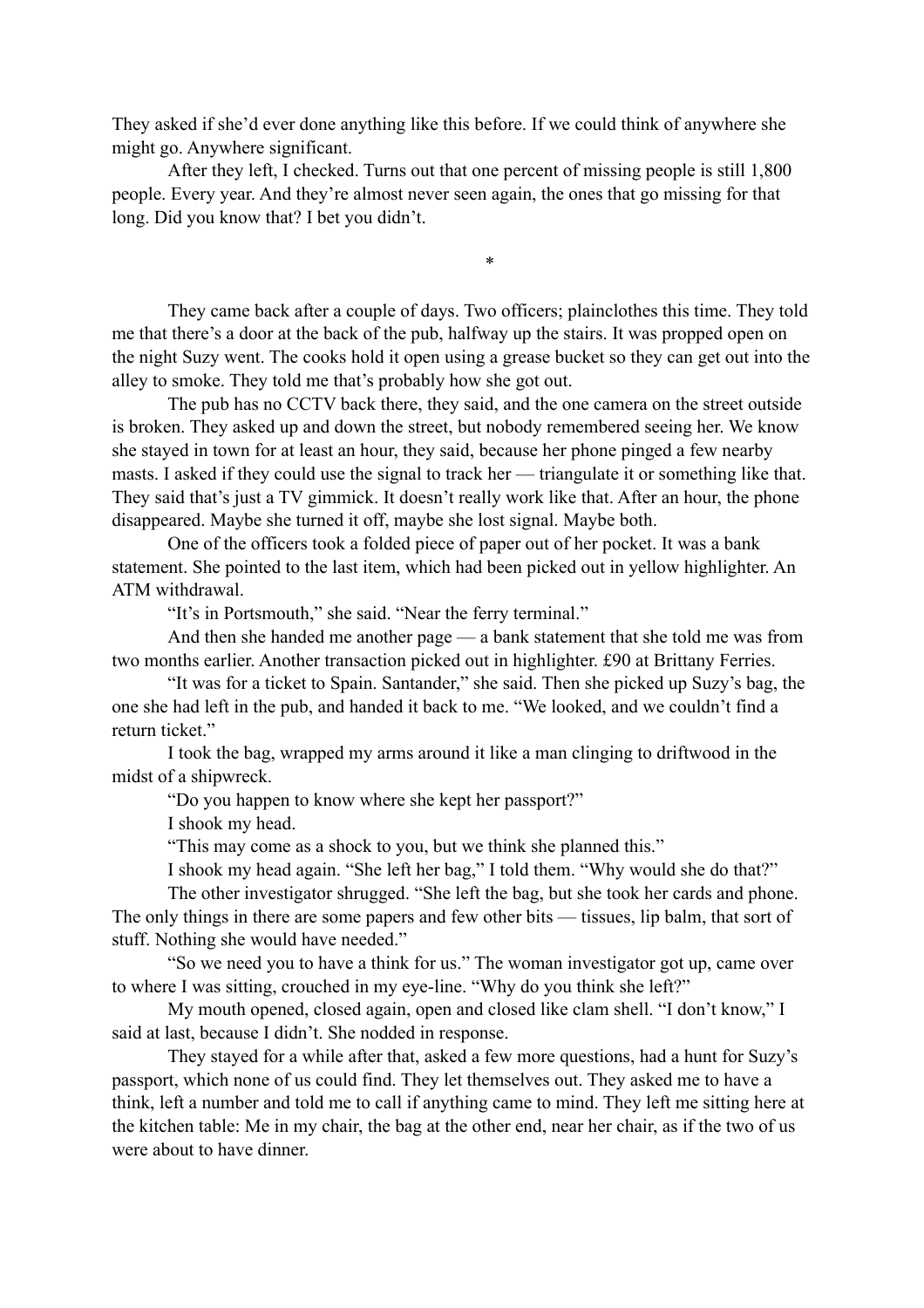They asked if she'd ever done anything like this before. If we could think of anywhere she might go. Anywhere significant.

After they left, I checked. Turns out that one percent of missing people is still 1,800 people. Every year. And they're almost never seen again, the ones that go missing for that long. Did you know that? I bet you didn't.

*

They came back after a couple of days. Two officers; plainclothes this time. They told me that there's a door at the back of the pub, halfway up the stairs. It was propped open on the night Suzy went. The cooks hold it open using a grease bucket so they can get out into the alley to smoke. They told me that's probably how she got out.

The pub has no CCTV back there, they said, and the one camera on the street outside is broken. They asked up and down the street, but nobody remembered seeing her. We know she stayed in town for at least an hour, they said, because her phone pinged a few nearby masts. I asked if they could use the signal to track her — triangulate it or something like that. They said that's just a TV gimmick. It doesn't really work like that. After an hour, the phone disappeared. Maybe she turned it off, maybe she lost signal. Maybe both.

One of the officers took a folded piece of paper out of her pocket. It was a bank statement. She pointed to the last item, which had been picked out in yellow highlighter. An ATM withdrawal.

"It's in Portsmouth," she said. "Near the ferry terminal."

And then she handed me another page — a bank statement that she told me was from two months earlier. Another transaction picked out in highlighter. £90 at Brittany Ferries.

"It was for a ticket to Spain. Santander," she said. Then she picked up Suzy's bag, the one she had left in the pub, and handed it back to me. "We looked, and we couldn't find a return ticket."

I took the bag, wrapped my arms around it like a man clinging to driftwood in the midst of a shipwreck.

"Do you happen to know where she kept her passport?"

I shook my head.

"This may come as a shock to you, but we think she planned this."

I shook my head again. "She left her bag," I told them. "Why would she do that?"

The other investigator shrugged. "She left the bag, but she took her cards and phone. The only things in there are some papers and few other bits — tissues, lip balm, that sort of stuff. Nothing she would have needed."

"So we need you to have a think for us." The woman investigator got up, came over to where I was sitting, crouched in my eye-line. "Why do you think she left?"

My mouth opened, closed again, open and closed like clam shell. "I don't know," I said at last, because I didn't. She nodded in response.

They stayed for a while after that, asked a few more questions, had a hunt for Suzy's passport, which none of us could find. They let themselves out. They asked me to have a think, left a number and told me to call if anything came to mind. They left me sitting here at the kitchen table: Me in my chair, the bag at the other end, near her chair, as if the two of us were about to have dinner.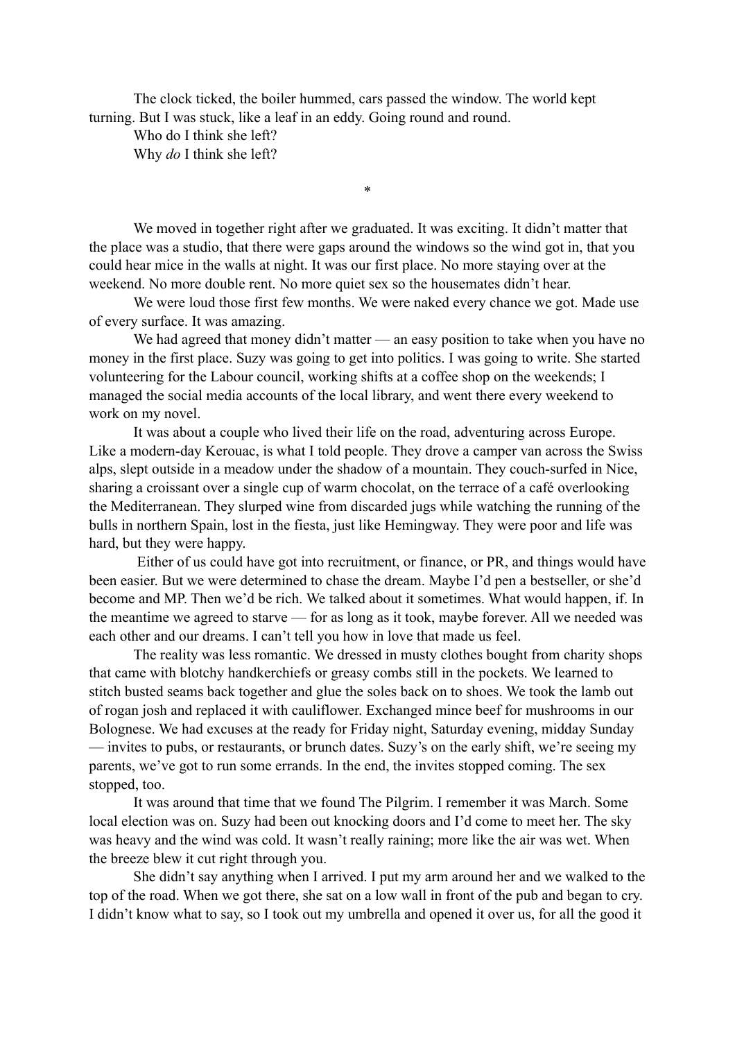The clock ticked, the boiler hummed, cars passed the window. The world kept turning. But I was stuck, like a leaf in an eddy. Going round and round.

Who do I think she left?

Why *do* I think she left?

*

We moved in together right after we graduated. It was exciting. It didn't matter that the place was a studio, that there were gaps around the windows so the wind got in, that you could hear mice in the walls at night. It was our first place. No more staying over at the weekend. No more double rent. No more quiet sex so the housemates didn't hear.

We were loud those first few months. We were naked every chance we got. Made use of every surface. It was amazing.

We had agreed that money didn't matter — an easy position to take when you have no money in the first place. Suzy was going to get into politics. I was going to write. She started volunteering for the Labour council, working shifts at a coffee shop on the weekends; I managed the social media accounts of the local library, and went there every weekend to work on my novel.

It was about a couple who lived their life on the road, adventuring across Europe. Like a modern-day Kerouac, is what I told people. They drove a camper van across the Swiss alps, slept outside in a meadow under the shadow of a mountain. They couch-surfed in Nice, sharing a croissant over a single cup of warm chocolat, on the terrace of a café overlooking the Mediterranean. They slurped wine from discarded jugs while watching the running of the bulls in northern Spain, lost in the fiesta, just like Hemingway. They were poor and life was hard, but they were happy.

Either of us could have got into recruitment, or finance, or PR, and things would have been easier. But we were determined to chase the dream. Maybe I'd pen a bestseller, or she'd become and MP. Then we'd be rich. We talked about it sometimes. What would happen, if. In the meantime we agreed to starve — for as long as it took, maybe forever. All we needed was each other and our dreams. I can't tell you how in love that made us feel.

The reality was less romantic. We dressed in musty clothes bought from charity shops that came with blotchy handkerchiefs or greasy combs still in the pockets. We learned to stitch busted seams back together and glue the soles back on to shoes. We took the lamb out of rogan josh and replaced it with cauliflower. Exchanged mince beef for mushrooms in our Bolognese. We had excuses at the ready for Friday night, Saturday evening, midday Sunday — invites to pubs, or restaurants, or brunch dates. Suzy's on the early shift, we're seeing my parents, we've got to run some errands. In the end, the invites stopped coming. The sex stopped, too.

It was around that time that we found The Pilgrim. I remember it was March. Some local election was on. Suzy had been out knocking doors and I'd come to meet her. The sky was heavy and the wind was cold. It wasn't really raining; more like the air was wet. When the breeze blew it cut right through you.

She didn't say anything when I arrived. I put my arm around her and we walked to the top of the road. When we got there, she sat on a low wall in front of the pub and began to cry. I didn't know what to say, so I took out my umbrella and opened it over us, for all the good it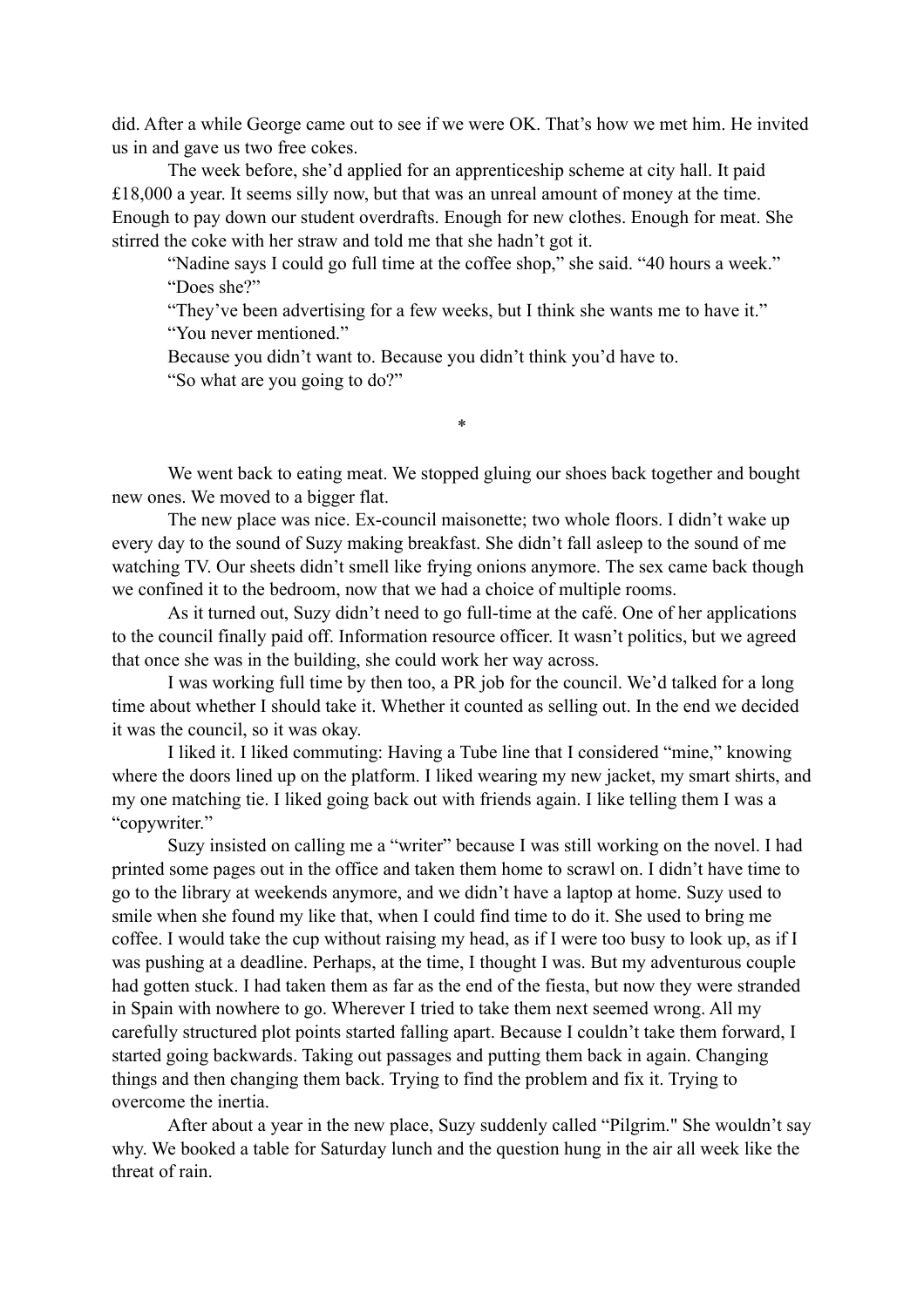did. After a while George came out to see if we were OK. That's how we met him. He invited us in and gave us two free cokes.

The week before, she'd applied for an apprenticeship scheme at city hall. It paid £18,000 a year. It seems silly now, but that was an unreal amount of money at the time. Enough to pay down our student overdrafts. Enough for new clothes. Enough for meat. She stirred the coke with her straw and told me that she hadn't got it.

"Nadine says I could go full time at the coffee shop," she said. "40 hours a week."

"Does she?"

"They've been advertising for a few weeks, but I think she wants me to have it."

"You never mentioned."

Because you didn't want to. Because you didn't think you'd have to.

"So what are you going to do?"

*

We went back to eating meat. We stopped gluing our shoes back together and bought new ones. We moved to a bigger flat.

The new place was nice. Ex-council maisonette; two whole floors. I didn't wake up every day to the sound of Suzy making breakfast. She didn't fall asleep to the sound of me watching TV. Our sheets didn't smell like frying onions anymore. The sex came back though we confined it to the bedroom, now that we had a choice of multiple rooms.

As it turned out, Suzy didn't need to go full-time at the café. One of her applications to the council finally paid off. Information resource officer. It wasn't politics, but we agreed that once she was in the building, she could work her way across.

I was working full time by then too, a PR job for the council. We'd talked for a long time about whether I should take it. Whether it counted as selling out. In the end we decided it was the council, so it was okay.

I liked it. I liked commuting: Having a Tube line that I considered "mine," knowing where the doors lined up on the platform. I liked wearing my new jacket, my smart shirts, and my one matching tie. I liked going back out with friends again. I like telling them I was a "copywriter."

Suzy insisted on calling me a "writer" because I was still working on the novel. I had printed some pages out in the office and taken them home to scrawl on. I didn't have time to go to the library at weekends anymore, and we didn't have a laptop at home. Suzy used to smile when she found my like that, when I could find time to do it. She used to bring me coffee. I would take the cup without raising my head, as if I were too busy to look up, as if I was pushing at a deadline. Perhaps, at the time, I thought I was. But my adventurous couple had gotten stuck. I had taken them as far as the end of the fiesta, but now they were stranded in Spain with nowhere to go. Wherever I tried to take them next seemed wrong. All my carefully structured plot points started falling apart. Because I couldn't take them forward, I started going backwards. Taking out passages and putting them back in again. Changing things and then changing them back. Trying to find the problem and fix it. Trying to overcome the inertia.

After about a year in the new place, Suzy suddenly called "Pilgrim." She wouldn't say why. We booked a table for Saturday lunch and the question hung in the air all week like the threat of rain.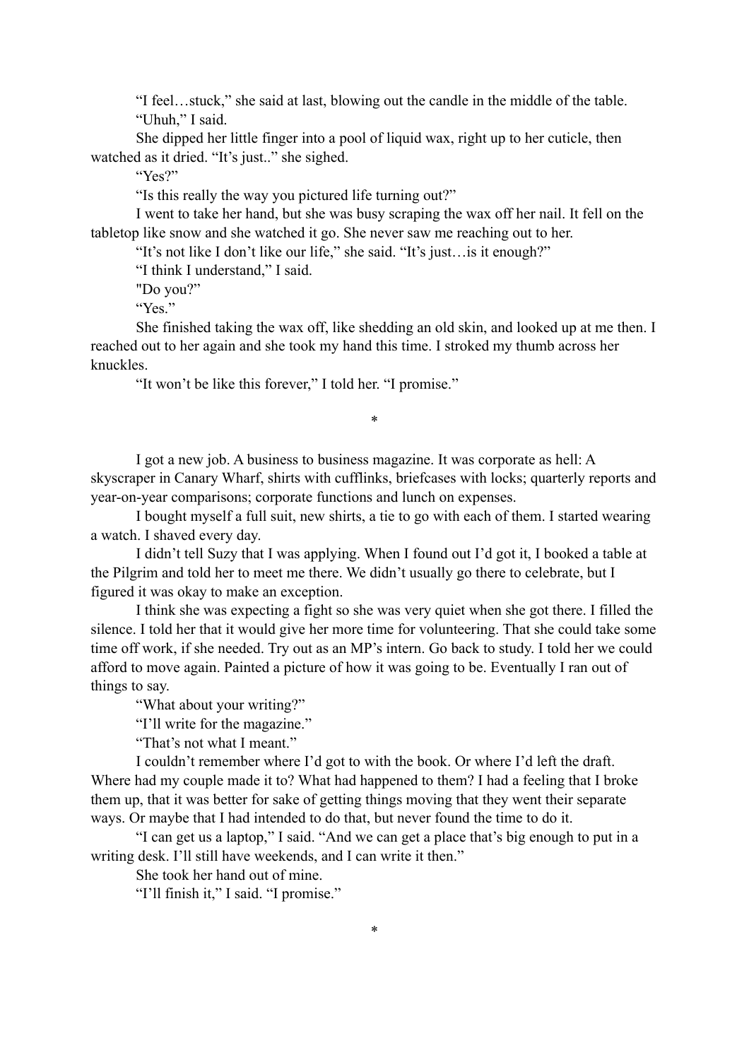"I feel…stuck," she said at last, blowing out the candle in the middle of the table.

"Uhuh," I said.

She dipped her little finger into a pool of liquid wax, right up to her cuticle, then watched as it dried. "It's just.." she sighed.

"Yes?"

"Is this really the way you pictured life turning out?"

I went to take her hand, but she was busy scraping the wax off her nail. It fell on the tabletop like snow and she watched it go. She never saw me reaching out to her.

"It's not like I don't like our life," she said. "It's just…is it enough?"

"I think I understand," I said.

"Do you?"

"Yes."

She finished taking the wax off, like shedding an old skin, and looked up at me then. I reached out to her again and she took my hand this time. I stroked my thumb across her knuckles.

"It won't be like this forever," I told her. "I promise."

*

I got a new job. A business to business magazine. It was corporate as hell: A skyscraper in Canary Wharf, shirts with cufflinks, briefcases with locks; quarterly reports and year-on-year comparisons; corporate functions and lunch on expenses.

I bought myself a full suit, new shirts, a tie to go with each of them. I started wearing a watch. I shaved every day.

I didn't tell Suzy that I was applying. When I found out I'd got it, I booked a table at the Pilgrim and told her to meet me there. We didn't usually go there to celebrate, but I figured it was okay to make an exception.

I think she was expecting a fight so she was very quiet when she got there. I filled the silence. I told her that it would give her more time for volunteering. That she could take some time off work, if she needed. Try out as an MP's intern. Go back to study. I told her we could afford to move again. Painted a picture of how it was going to be. Eventually I ran out of things to say.

"What about your writing?"

"I'll write for the magazine."

"That's not what I meant."

I couldn't remember where I'd got to with the book. Or where I'd left the draft. Where had my couple made it to? What had happened to them? I had a feeling that I broke them up, that it was better for sake of getting things moving that they went their separate ways. Or maybe that I had intended to do that, but never found the time to do it.

"I can get us a laptop," I said. "And we can get a place that's big enough to put in a writing desk. I'll still have weekends, and I can write it then."

She took her hand out of mine.

"I'll finish it," I said. "I promise."

*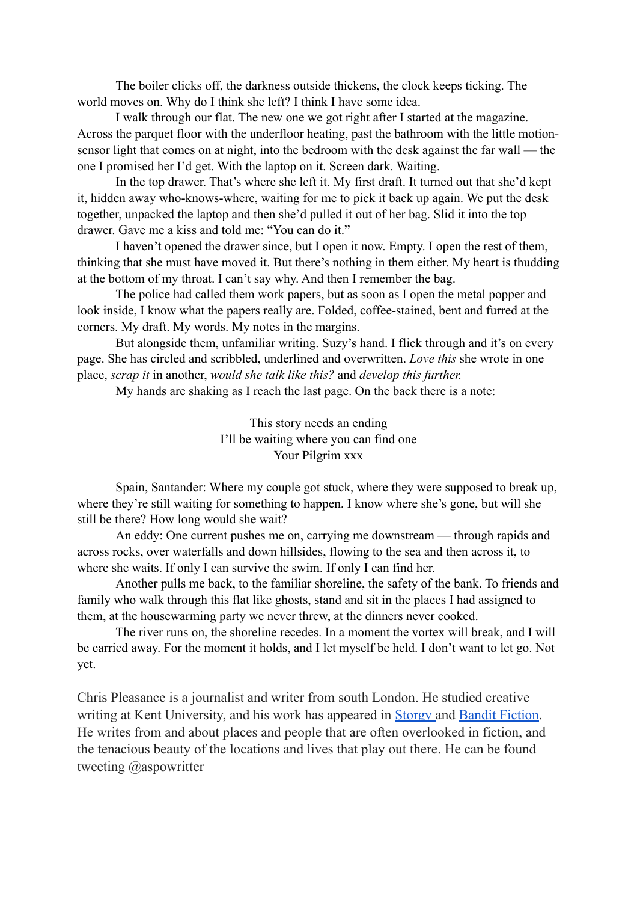The boiler clicks off, the darkness outside thickens, the clock keeps ticking. The world moves on. Why do I think she left? I think I have some idea.

I walk through our flat. The new one we got right after I started at the magazine. Across the parquet floor with the underfloor heating, past the bathroom with the little motion-sensor light that comes on at night, into the bedroom with the desk against the far wall — the one I promised her I'd get. With the laptop on it. Screen dark. Waiting.

In the top drawer. That's where she left it. My first draft. It turned out that she'd kept it, hidden away who-knows-where, waiting for me to pick it back up again. We put the desk together, unpacked the laptop and then she'd pulled it out of her bag. Slid it into the top drawer. Gave me a kiss and told me: "You can do it."

I haven't opened the drawer since, but I open it now. Empty. I open the rest of them, thinking that she must have moved it. But there's nothing in them either. My heart is thudding at the bottom of my throat. I can't say why. And then I remember the bag.

The police had called them work papers, but as soon as I open the metal popper and look inside, I know what the papers really are. Folded, coffee-stained, bent and furred at the corners. My draft. My words. My notes in the margins.

But alongside them, unfamiliar writing. Suzy's hand. I flick through and it's on every page. She has circled and scribbled, underlined and overwritten. *Love this* she wrote in one place, *scrap it* in another, *would she talk like this?* and *develop this further.*

My hands are shaking as I reach the last page. On the back there is a note:

This story needs an ending
I'll be waiting where you can find one
Your Pilgrim xxx

Spain, Santander: Where my couple got stuck, where they were supposed to break up, where they're still waiting for something to happen. I know where she's gone, but will she still be there? How long would she wait?

An eddy: One current pushes me on, carrying me downstream — through rapids and across rocks, over waterfalls and down hillsides, flowing to the sea and then across it, to where she waits. If only I can survive the swim. If only I can find her.

Another pulls me back, to the familiar shoreline, the safety of the bank. To friends and family who walk through this flat like ghosts, stand and sit in the places I had assigned to them, at the housewarming party we never threw, at the dinners never cooked.

The river runs on, the shoreline recedes. In a moment the vortex will break, and I will be carried away. For the moment it holds, and I let myself be held. I don't want to let go. Not yet.

Chris Pleasance is a journalist and writer from south London. He studied creative writing at Kent University, and his work has appeared in Storgy and Bandit Fiction. He writes from and about places and people that are often overlooked in fiction, and the tenacious beauty of the locations and lives that play out there. He can be found tweeting @aspowritter